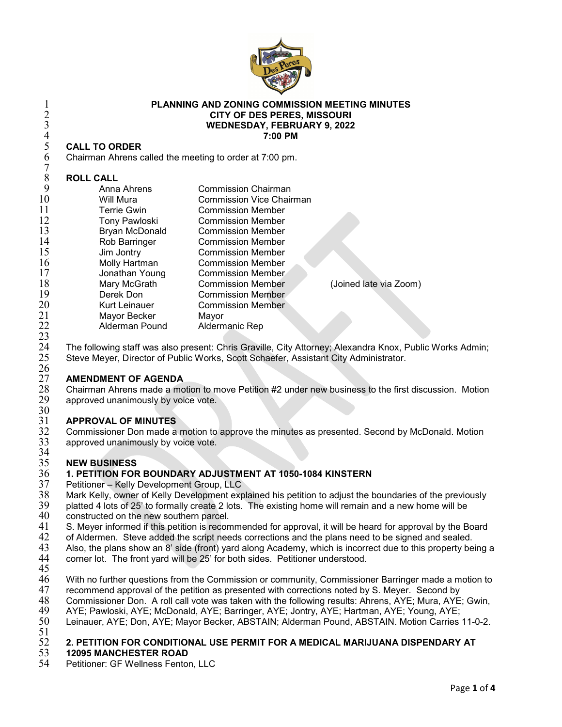# PLANNING AND ZONING COMMISSION MEETING MINUTES
## CITY OF DES PERES, MISSOURI
## WEDNESDAY, FEBRUARY 9, 2022
## 7:00 PM

**CALL TO ORDER**

Chairman Ahrens called the meeting to order at 7:00 pm.

**ROLL CALL**

| | | |
|---|---|---|
| Anna Ahrens | Commission Chairman | |
| Will Mura | Commission Vice Chairman | |
| Terrie Gwin | Commission Member | |
| Tony Pawloski | Commission Member | |
| Bryan McDonald | Commission Member | |
| Rob Barringer | Commission Member | |
| Jim Jontry | Commission Member | |
| Molly Hartman | Commission Member | |
| Jonathan Young | Commission Member | |
| Mary McGrath | Commission Member | (Joined late via Zoom) |
| Derek Don | Commission Member | |
| Kurt Leinauer | Commission Member | |
| Mayor Becker | Mayor | |
| Alderman Pound | Aldermanic Rep | |

The following staff was also present: Chris Graville, City Attorney; Alexandra Knox, Public Works Admin; Steve Meyer, Director of Public Works, Scott Schaefer, Assistant City Administrator.

**AMENDMENT OF AGENDA**

Chairman Ahrens made a motion to move Petition #2 under new business to the first discussion. Motion approved unanimously by voice vote.

**APPROVAL OF MINUTES**

Commissioner Don made a motion to approve the minutes as presented. Second by McDonald. Motion approved unanimously by voice vote.

**NEW BUSINESS**

**1. PETITION FOR BOUNDARY ADJUSTMENT AT 1050-1084 KINSTERN**

Petitioner – Kelly Development Group, LLC

Mark Kelly, owner of Kelly Development explained his petition to adjust the boundaries of the previously platted 4 lots of 25' to formally create 2 lots. The existing home will remain and a new home will be constructed on the new southern parcel.

S. Meyer informed if this petition is recommended for approval, it will be heard for approval by the Board of Aldermen. Steve added the script needs corrections and the plans need to be signed and sealed. Also, the plans show an 8' side (front) yard along Academy, which is incorrect due to this property being a corner lot. The front yard will be 25' for both sides. Petitioner understood.

With no further questions from the Commission or community, Commissioner Barringer made a motion to recommend approval of the petition as presented with corrections noted by S. Meyer. Second by Commissioner Don. A roll call vote was taken with the following results: Ahrens, AYE; Mura, AYE; Gwin, AYE; Pawloski, AYE; McDonald, AYE; Barringer, AYE; Jontry, AYE; Hartman, AYE; Young, AYE; Leinauer, AYE; Don, AYE; Mayor Becker, ABSTAIN; Alderman Pound, ABSTAIN. Motion Carries 11-0-2.

**2. PETITION FOR CONDITIONAL USE PERMIT FOR A MEDICAL MARIJUANA DISPENDARY AT 12095 MANCHESTER ROAD**

Petitioner: GF Wellness Fenton, LLC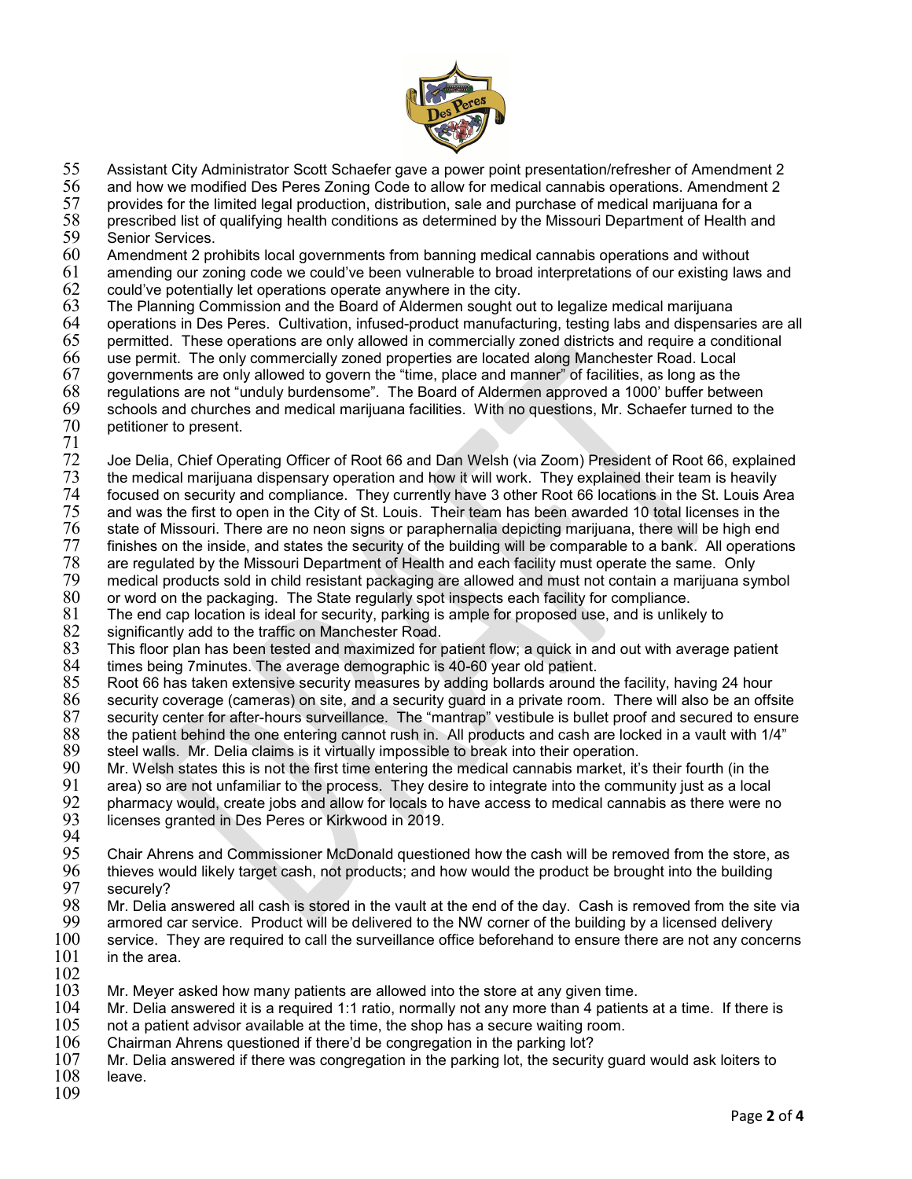Assistant City Administrator Scott Schaefer gave a power point presentation/refresher of Amendment 2 and how we modified Des Peres Zoning Code to allow for medical cannabis operations. Amendment 2 provides for the limited legal production, distribution, sale and purchase of medical marijuana for a prescribed list of qualifying health conditions as determined by the Missouri Department of Health and Senior Services.
Amendment 2 prohibits local governments from banning medical cannabis operations and without amending our zoning code we could've been vulnerable to broad interpretations of our existing laws and could've potentially let operations operate anywhere in the city.
The Planning Commission and the Board of Aldermen sought out to legalize medical marijuana operations in Des Peres. Cultivation, infused-product manufacturing, testing labs and dispensaries are all permitted. These operations are only allowed in commercially zoned districts and require a conditional use permit. The only commercially zoned properties are located along Manchester Road. Local governments are only allowed to govern the "time, place and manner" of facilities, as long as the regulations are not "unduly burdensome". The Board of Aldermen approved a 1000' buffer between schools and churches and medical marijuana facilities. With no questions, Mr. Schaefer turned to the petitioner to present.

Joe Delia, Chief Operating Officer of Root 66 and Dan Welsh (via Zoom) President of Root 66, explained the medical marijuana dispensary operation and how it will work. They explained their team is heavily focused on security and compliance. They currently have 3 other Root 66 locations in the St. Louis Area and was the first to open in the City of St. Louis. Their team has been awarded 10 total licenses in the state of Missouri. There are no neon signs or paraphernalia depicting marijuana, there will be high end finishes on the inside, and states the security of the building will be comparable to a bank. All operations are regulated by the Missouri Department of Health and each facility must operate the same. Only medical products sold in child resistant packaging are allowed and must not contain a marijuana symbol or word on the packaging. The State regularly spot inspects each facility for compliance.
The end cap location is ideal for security, parking is ample for proposed use, and is unlikely to significantly add to the traffic on Manchester Road.
This floor plan has been tested and maximized for patient flow; a quick in and out with average patient times being 7minutes. The average demographic is 40-60 year old patient.
Root 66 has taken extensive security measures by adding bollards around the facility, having 24 hour security coverage (cameras) on site, and a security guard in a private room. There will also be an offsite security center for after-hours surveillance. The "mantrap" vestibule is bullet proof and secured to ensure the patient behind the one entering cannot rush in. All products and cash are locked in a vault with 1/4" steel walls. Mr. Delia claims is it virtually impossible to break into their operation.
Mr. Welsh states this is not the first time entering the medical cannabis market, it's their fourth (in the area) so are not unfamiliar to the process. They desire to integrate into the community just as a local pharmacy would, create jobs and allow for locals to have access to medical cannabis as there were no licenses granted in Des Peres or Kirkwood in 2019.

Chair Ahrens and Commissioner McDonald questioned how the cash will be removed from the store, as thieves would likely target cash, not products; and how would the product be brought into the building securely?
Mr. Delia answered all cash is stored in the vault at the end of the day. Cash is removed from the site via armored car service. Product will be delivered to the NW corner of the building by a licensed delivery service. They are required to call the surveillance office beforehand to ensure there are not any concerns in the area.

Mr. Meyer asked how many patients are allowed into the store at any given time.
Mr. Delia answered it is a required 1:1 ratio, normally not any more than 4 patients at a time. If there is not a patient advisor available at the time, the shop has a secure waiting room.
Chairman Ahrens questioned if there'd be congregation in the parking lot?
Mr. Delia answered if there was congregation in the parking lot, the security guard would ask loiters to leave.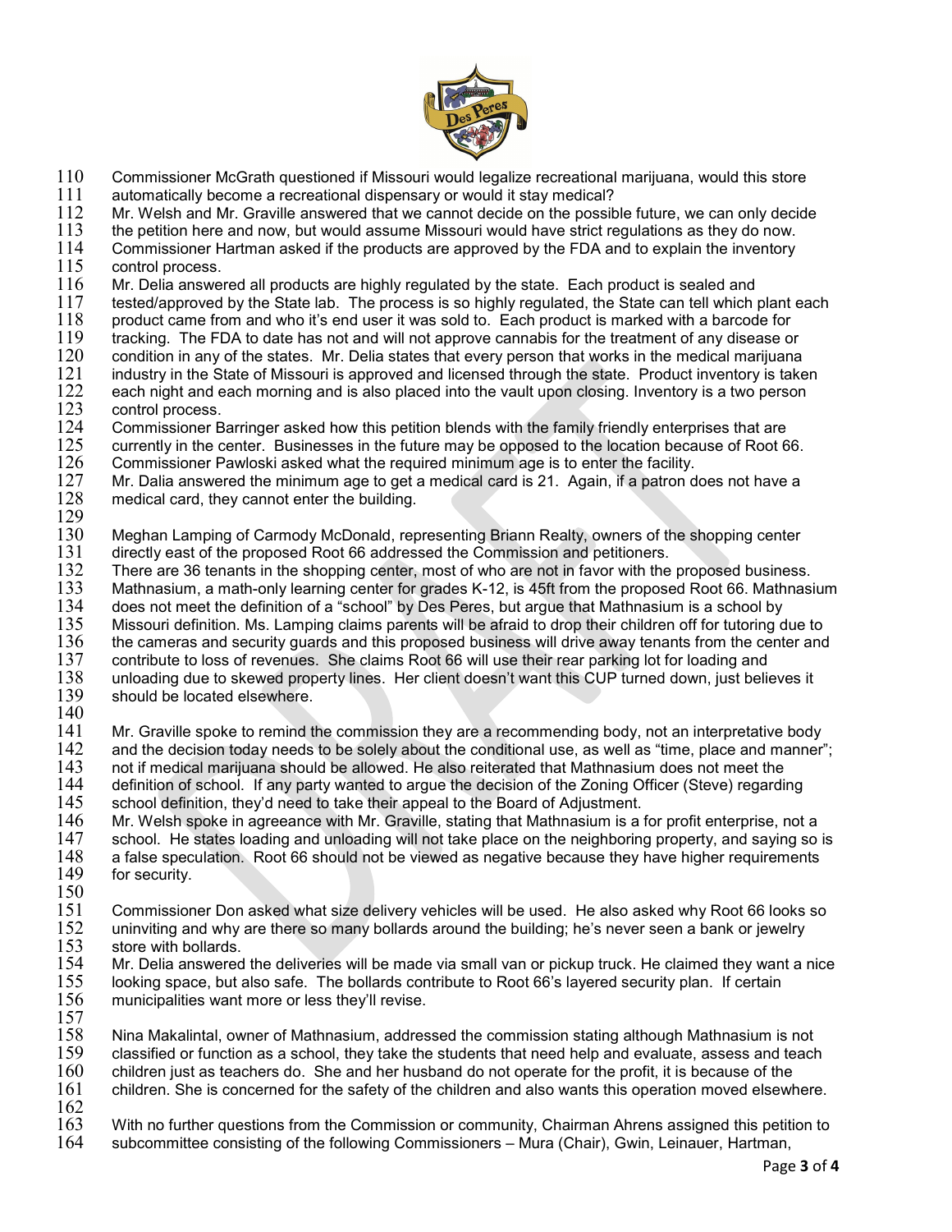Commissioner McGrath questioned if Missouri would legalize recreational marijuana, would this store automatically become a recreational dispensary or would it stay medical?
Mr. Welsh and Mr. Graville answered that we cannot decide on the possible future, we can only decide the petition here and now, but would assume Missouri would have strict regulations as they do now.
Commissioner Hartman asked if the products are approved by the FDA and to explain the inventory control process.
Mr. Delia answered all products are highly regulated by the state. Each product is sealed and tested/approved by the State lab. The process is so highly regulated, the State can tell which plant each product came from and who it's end user it was sold to. Each product is marked with a barcode for tracking. The FDA to date has not and will not approve cannabis for the treatment of any disease or condition in any of the states. Mr. Delia states that every person that works in the medical marijuana industry in the State of Missouri is approved and licensed through the state. Product inventory is taken each night and each morning and is also placed into the vault upon closing. Inventory is a two person control process.
Commissioner Barringer asked how this petition blends with the family friendly enterprises that are currently in the center. Businesses in the future may be opposed to the location because of Root 66.
Commissioner Pawloski asked what the required minimum age is to enter the facility.
Mr. Dalia answered the minimum age to get a medical card is 21. Again, if a patron does not have a medical card, they cannot enter the building.

Meghan Lamping of Carmody McDonald, representing Briann Realty, owners of the shopping center directly east of the proposed Root 66 addressed the Commission and petitioners.
There are 36 tenants in the shopping center, most of who are not in favor with the proposed business. Mathnasium, a math-only learning center for grades K-12, is 45ft from the proposed Root 66. Mathnasium does not meet the definition of a "school" by Des Peres, but argue that Mathnasium is a school by Missouri definition. Ms. Lamping claims parents will be afraid to drop their children off for tutoring due to the cameras and security guards and this proposed business will drive away tenants from the center and contribute to loss of revenues. She claims Root 66 will use their rear parking lot for loading and unloading due to skewed property lines. Her client doesn't want this CUP turned down, just believes it should be located elsewhere.

Mr. Graville spoke to remind the commission they are a recommending body, not an interpretative body and the decision today needs to be solely about the conditional use, as well as "time, place and manner"; not if medical marijuana should be allowed. He also reiterated that Mathnasium does not meet the definition of school. If any party wanted to argue the decision of the Zoning Officer (Steve) regarding school definition, they'd need to take their appeal to the Board of Adjustment.
Mr. Welsh spoke in agreeance with Mr. Graville, stating that Mathnasium is a for profit enterprise, not a school. He states loading and unloading will not take place on the neighboring property, and saying so is a false speculation. Root 66 should not be viewed as negative because they have higher requirements for security.

Commissioner Don asked what size delivery vehicles will be used. He also asked why Root 66 looks so uninviting and why are there so many bollards around the building; he's never seen a bank or jewelry store with bollards.
Mr. Delia answered the deliveries will be made via small van or pickup truck. He claimed they want a nice looking space, but also safe. The bollards contribute to Root 66's layered security plan. If certain municipalities want more or less they'll revise.

Nina Makalintal, owner of Mathnasium, addressed the commission stating although Mathnasium is not classified or function as a school, they take the students that need help and evaluate, assess and teach children just as teachers do. She and her husband do not operate for the profit, it is because of the children. She is concerned for the safety of the children and also wants this operation moved elsewhere.

With no further questions from the Commission or community, Chairman Ahrens assigned this petition to subcommittee consisting of the following Commissioners – Mura (Chair), Gwin, Leinauer, Hartman,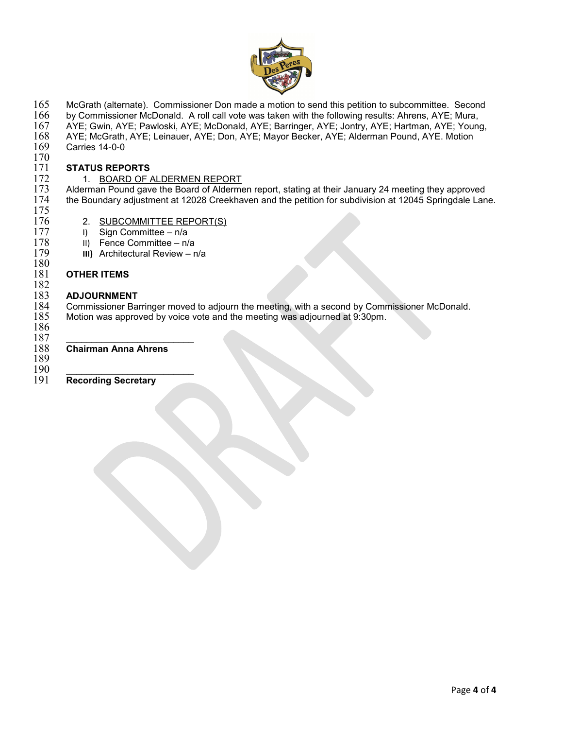McGrath (alternate). Commissioner Don made a motion to send this petition to subcommittee. Second by Commissioner McDonald. A roll call vote was taken with the following results: Ahrens, AYE; Mura, AYE; Gwin, AYE; Pawloski, AYE; McDonald, AYE; Barringer, AYE; Jontry, AYE; Hartman, AYE; Young, AYE; McGrath, AYE; Leinauer, AYE; Don, AYE; Mayor Becker, AYE; Alderman Pound, AYE. Motion Carries 14-0-0

## STATUS REPORTS

1. BOARD OF ALDERMEN REPORT

Alderman Pound gave the Board of Aldermen report, stating at their January 24 meeting they approved the Boundary adjustment at 12028 Creekhaven and the petition for subdivision at 12045 Springdale Lane.

2. SUBCOMMITTEE REPORT(S)

I) Sign Committee – n/a
II) Fence Committee – n/a
**III)** Architectural Review – n/a

## OTHER ITEMS

## ADJOURNMENT

Commissioner Barringer moved to adjourn the meeting, with a second by Commissioner McDonald. Motion was approved by voice vote and the meeting was adjourned at 9:30pm.

\_\_\_\_\_\_\_\_\_\_\_\_\_\_\_\_\_\_\_\_\_\_\_\_\_\_\_

**Chairman Anna Ahrens**

\_\_\_\_\_\_\_\_\_\_\_\_\_\_\_\_\_\_\_\_\_\_\_\_\_\_\_

**Recording Secretary**